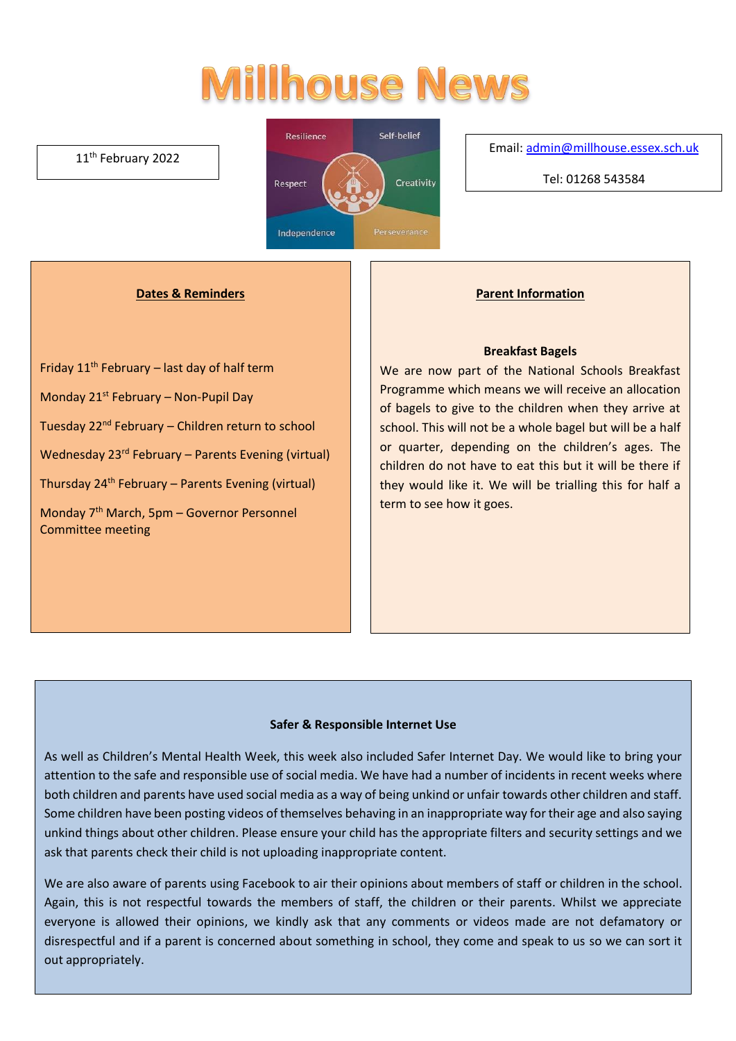# Millhouse News

11th February 2022

Resilience · Self-belief · Respect · Creativity · Independence · Perseverance

Email: admin@millhouse.essex.sch.uk

Tel: 01268 543584

## Dates & Reminders

Friday 11th February – last day of half term

Monday 21st February – Non-Pupil Day

Tuesday 22nd February – Children return to school

Wednesday 23rd February – Parents Evening (virtual)

Thursday 24th February – Parents Evening (virtual)

Monday 7th March, 5pm – Governor Personnel Committee meeting

## Parent Information

**Breakfast Bagels**

We are now part of the National Schools Breakfast Programme which means we will receive an allocation of bagels to give to the children when they arrive at school. This will not be a whole bagel but will be a half or quarter, depending on the children's ages. The children do not have to eat this but it will be there if they would like it. We will be trialling this for half a term to see how it goes.

## Safer & Responsible Internet Use

As well as Children's Mental Health Week, this week also included Safer Internet Day. We would like to bring your attention to the safe and responsible use of social media. We have had a number of incidents in recent weeks where both children and parents have used social media as a way of being unkind or unfair towards other children and staff. Some children have been posting videos of themselves behaving in an inappropriate way for their age and also saying unkind things about other children. Please ensure your child has the appropriate filters and security settings and we ask that parents check their child is not uploading inappropriate content.

We are also aware of parents using Facebook to air their opinions about members of staff or children in the school. Again, this is not respectful towards the members of staff, the children or their parents. Whilst we appreciate everyone is allowed their opinions, we kindly ask that any comments or videos made are not defamatory or disrespectful and if a parent is concerned about something in school, they come and speak to us so we can sort it out appropriately.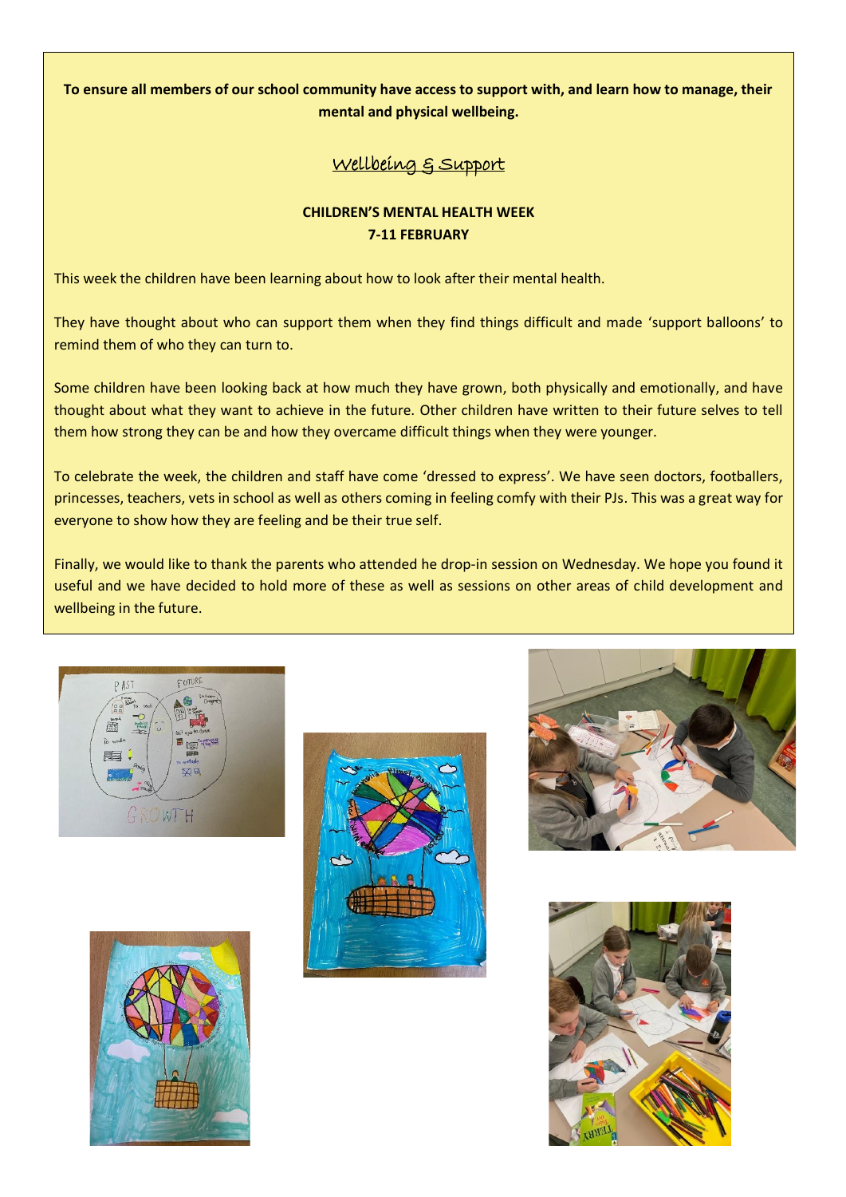**To ensure all members of our school community have access to support with, and learn how to manage, their mental and physical wellbeing.**

## Wellbeing & Support

**CHILDREN'S MENTAL HEALTH WEEK**
**7-11 FEBRUARY**

This week the children have been learning about how to look after their mental health.

They have thought about who can support them when they find things difficult and made 'support balloons' to remind them of who they can turn to.

Some children have been looking back at how much they have grown, both physically and emotionally, and have thought about what they want to achieve in the future. Other children have written to their future selves to tell them how strong they can be and how they overcame difficult things when they were younger.

To celebrate the week, the children and staff have come 'dressed to express'. We have seen doctors, footballers, princesses, teachers, vets in school as well as others coming in feeling comfy with their PJs. This was a great way for everyone to show how they are feeling and be their true self.

Finally, we would like to thank the parents who attended he drop-in session on Wednesday. We hope you found it useful and we have decided to hold more of these as well as sessions on other areas of child development and wellbeing in the future.